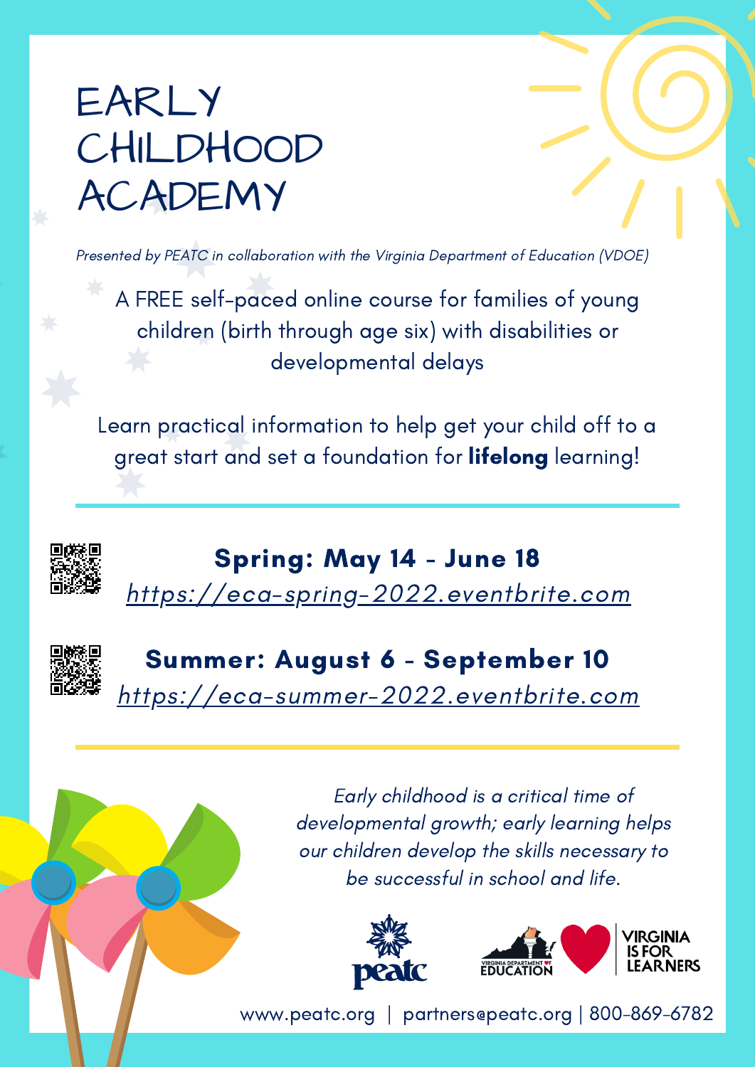# EARLY CHILDHOOD ACADEMY

*Presented by PEATC in collaboration with the Virginia Department of Education (VDOE)*

A FREE self-paced online course for families of young children (birth through age six) with disabilities or developmental delays

Learn practical information to help get your child off to a great start and set a foundation for **lifelong** learning!

**Spring: May 14 - June 18**
*https://eca-spring-2022.eventbrite.com*

**Summer: August 6 - September 10**
*https://eca-summer-2022.eventbrite.com*

*Early childhood is a critical time of developmental growth; early learning helps our children develop the skills necessary to be successful in school and life.*

peatc

VIRGINIA DEPARTMENT OF EDUCATION

VIRGINIA IS FOR LEARNERS

www.peatc.org | partners@peatc.org | 800-869-6782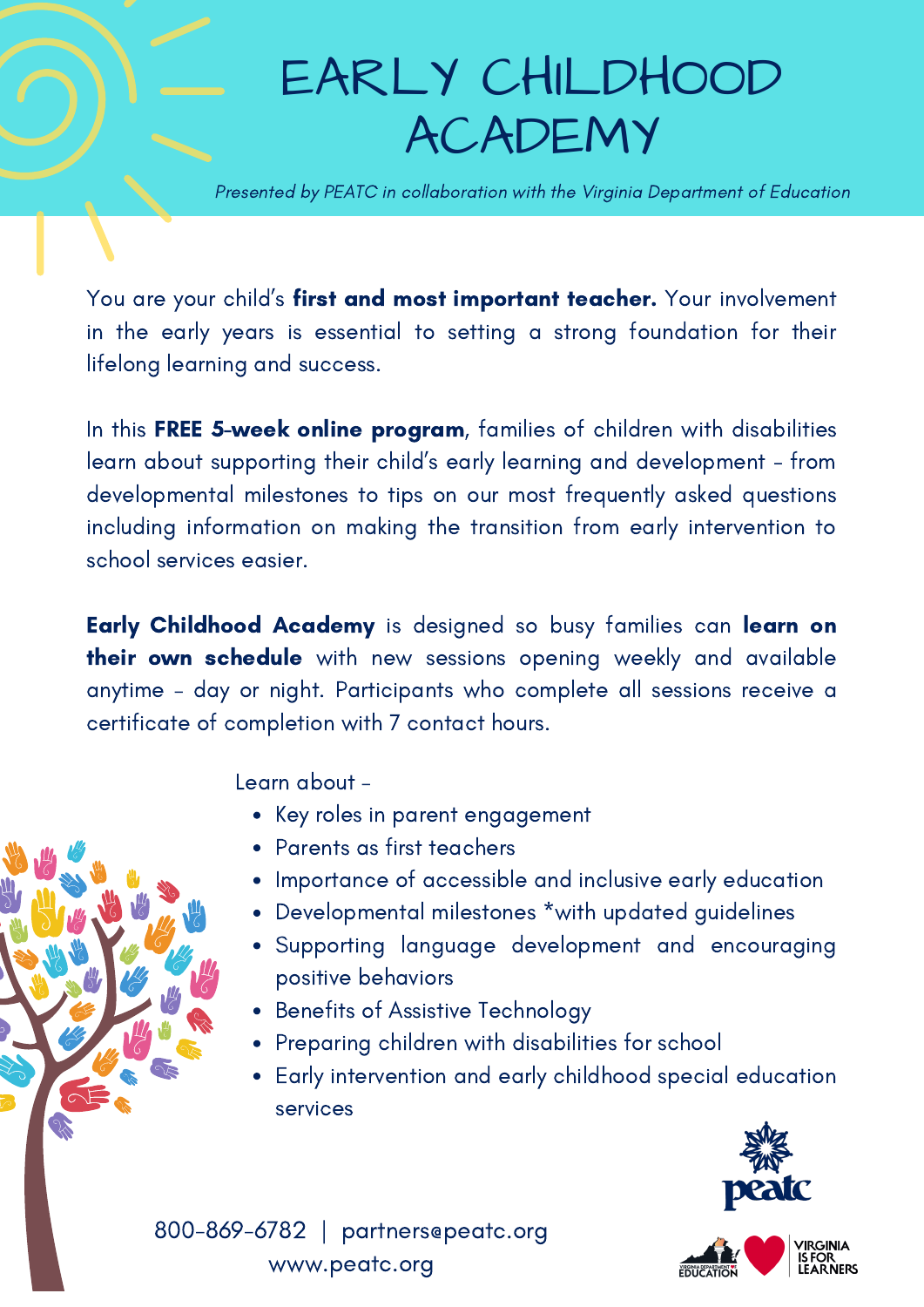# EARLY CHILDHOOD ACADEMY

*Presented by PEATC in collaboration with the Virginia Department of Education*

You are your child's **first and most important teacher.** Your involvement in the early years is essential to setting a strong foundation for their lifelong learning and success.

In this **FREE 5-week online program**, families of children with disabilities learn about supporting their child's early learning and development – from developmental milestones to tips on our most frequently asked questions including information on making the transition from early intervention to school services easier.

**Early Childhood Academy** is designed so busy families can **learn on their own schedule** with new sessions opening weekly and available anytime – day or night. Participants who complete all sessions receive a certificate of completion with 7 contact hours.

Learn about –

- Key roles in parent engagement
- Parents as first teachers
- Importance of accessible and inclusive early education
- Developmental milestones *with updated guidelines
- Supporting language development and encouraging positive behaviors
- Benefits of Assistive Technology
- Preparing children with disabilities for school
- Early intervention and early childhood special education services

800-869-6782 | partners@peatc.org
www.peatc.org

peatc

VIRGINIA DEPARTMENT OF EDUCATION

VIRGINIA IS FOR LEARNERS